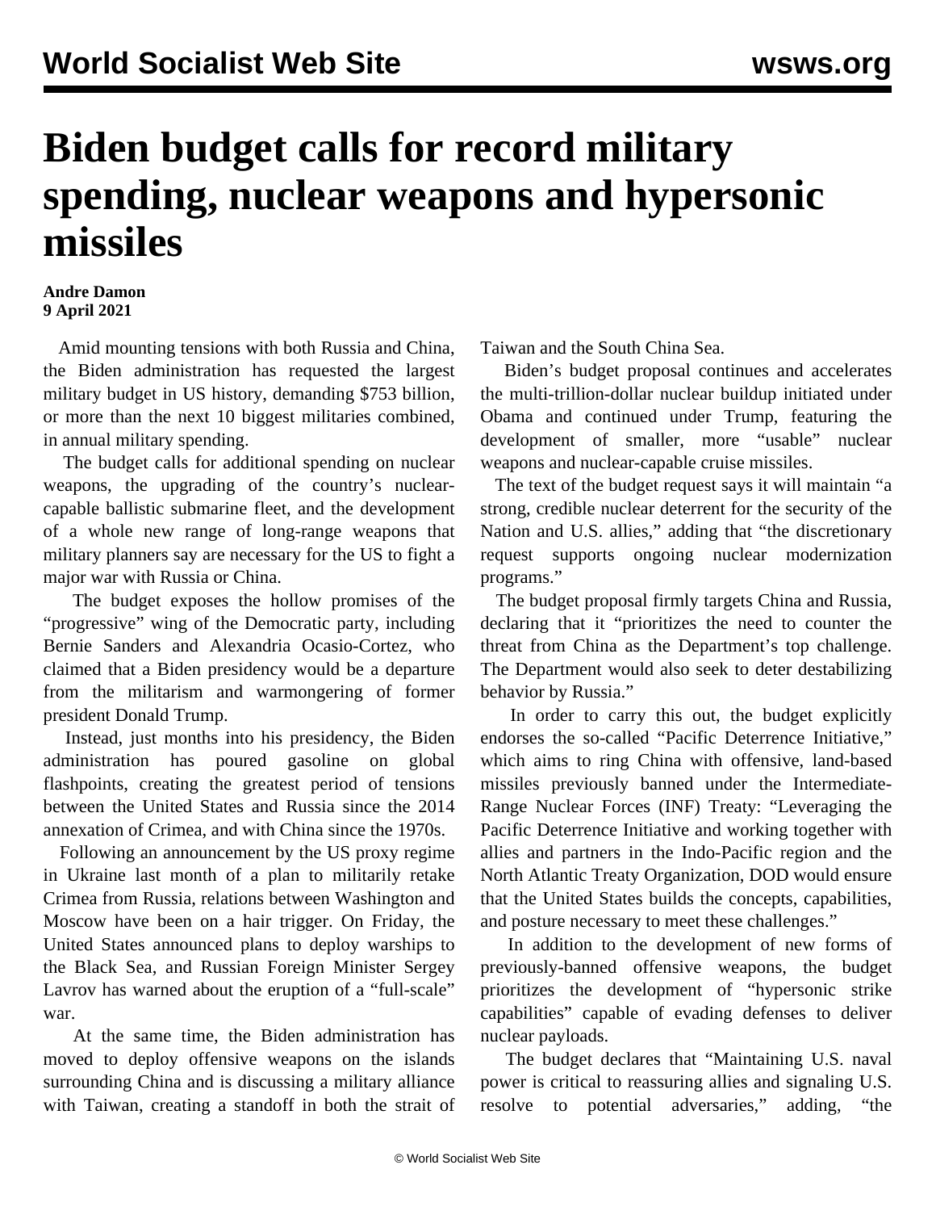# Biden budget calls for record military spending, nuclear weapons and hypersonic missiles

**Andre Damon**
**9 April 2021**

Amid mounting tensions with both Russia and China, the Biden administration has requested the largest military budget in US history, demanding $753 billion, or more than the next 10 biggest militaries combined, in annual military spending.

The budget calls for additional spending on nuclear weapons, the upgrading of the country's nuclear-capable ballistic submarine fleet, and the development of a whole new range of long-range weapons that military planners say are necessary for the US to fight a major war with Russia or China.

The budget exposes the hollow promises of the "progressive" wing of the Democratic party, including Bernie Sanders and Alexandria Ocasio-Cortez, who claimed that a Biden presidency would be a departure from the militarism and warmongering of former president Donald Trump.

Instead, just months into his presidency, the Biden administration has poured gasoline on global flashpoints, creating the greatest period of tensions between the United States and Russia since the 2014 annexation of Crimea, and with China since the 1970s.

Following an announcement by the US proxy regime in Ukraine last month of a plan to militarily retake Crimea from Russia, relations between Washington and Moscow have been on a hair trigger. On Friday, the United States announced plans to deploy warships to the Black Sea, and Russian Foreign Minister Sergey Lavrov has warned about the eruption of a "full-scale" war.

At the same time, the Biden administration has moved to deploy offensive weapons on the islands surrounding China and is discussing a military alliance with Taiwan, creating a standoff in both the strait of Taiwan and the South China Sea.

Biden's budget proposal continues and accelerates the multi-trillion-dollar nuclear buildup initiated under Obama and continued under Trump, featuring the development of smaller, more "usable" nuclear weapons and nuclear-capable cruise missiles.

The text of the budget request says it will maintain "a strong, credible nuclear deterrent for the security of the Nation and U.S. allies," adding that "the discretionary request supports ongoing nuclear modernization programs."

The budget proposal firmly targets China and Russia, declaring that it "prioritizes the need to counter the threat from China as the Department's top challenge. The Department would also seek to deter destabilizing behavior by Russia."

In order to carry this out, the budget explicitly endorses the so-called "Pacific Deterrence Initiative," which aims to ring China with offensive, land-based missiles previously banned under the Intermediate-Range Nuclear Forces (INF) Treaty: "Leveraging the Pacific Deterrence Initiative and working together with allies and partners in the Indo-Pacific region and the North Atlantic Treaty Organization, DOD would ensure that the United States builds the concepts, capabilities, and posture necessary to meet these challenges."

In addition to the development of new forms of previously-banned offensive weapons, the budget prioritizes the development of "hypersonic strike capabilities" capable of evading defenses to deliver nuclear payloads.

The budget declares that "Maintaining U.S. naval power is critical to reassuring allies and signaling U.S. resolve to potential adversaries," adding, "the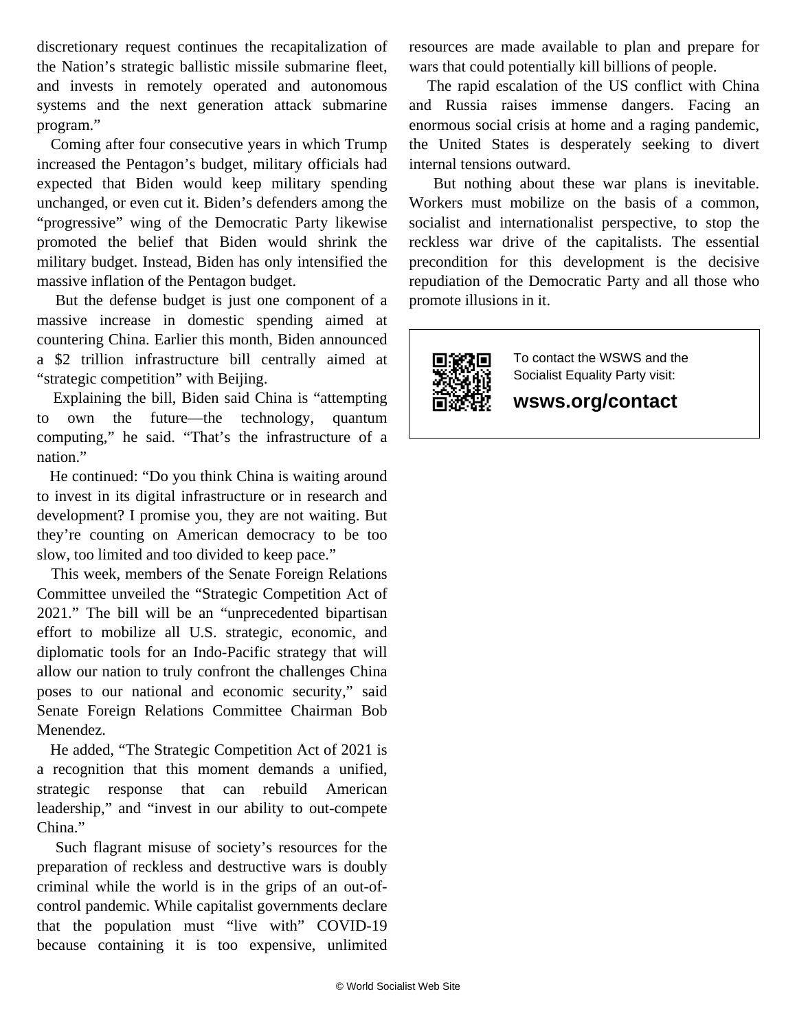discretionary request continues the recapitalization of the Nation's strategic ballistic missile submarine fleet, and invests in remotely operated and autonomous systems and the next generation attack submarine program."

Coming after four consecutive years in which Trump increased the Pentagon's budget, military officials had expected that Biden would keep military spending unchanged, or even cut it. Biden's defenders among the "progressive" wing of the Democratic Party likewise promoted the belief that Biden would shrink the military budget. Instead, Biden has only intensified the massive inflation of the Pentagon budget.

But the defense budget is just one component of a massive increase in domestic spending aimed at countering China. Earlier this month, Biden announced a $2 trillion infrastructure bill centrally aimed at "strategic competition" with Beijing.

Explaining the bill, Biden said China is "attempting to own the future—the technology, quantum computing," he said. "That's the infrastructure of a nation."

He continued: "Do you think China is waiting around to invest in its digital infrastructure or in research and development? I promise you, they are not waiting. But they're counting on American democracy to be too slow, too limited and too divided to keep pace."

This week, members of the Senate Foreign Relations Committee unveiled the "Strategic Competition Act of 2021." The bill will be an "unprecedented bipartisan effort to mobilize all U.S. strategic, economic, and diplomatic tools for an Indo-Pacific strategy that will allow our nation to truly confront the challenges China poses to our national and economic security," said Senate Foreign Relations Committee Chairman Bob Menendez.

He added, "The Strategic Competition Act of 2021 is a recognition that this moment demands a unified, strategic response that can rebuild American leadership," and "invest in our ability to out-compete China."

Such flagrant misuse of society's resources for the preparation of reckless and destructive wars is doubly criminal while the world is in the grips of an out-of-control pandemic. While capitalist governments declare that the population must "live with" COVID-19 because containing it is too expensive, unlimited resources are made available to plan and prepare for wars that could potentially kill billions of people.

The rapid escalation of the US conflict with China and Russia raises immense dangers. Facing an enormous social crisis at home and a raging pandemic, the United States is desperately seeking to divert internal tensions outward.

But nothing about these war plans is inevitable. Workers must mobilize on the basis of a common, socialist and internationalist perspective, to stop the reckless war drive of the capitalists. The essential precondition for this development is the decisive repudiation of the Democratic Party and all those who promote illusions in it.

To contact the WSWS and the Socialist Equality Party visit:

**wsws.org/contact**